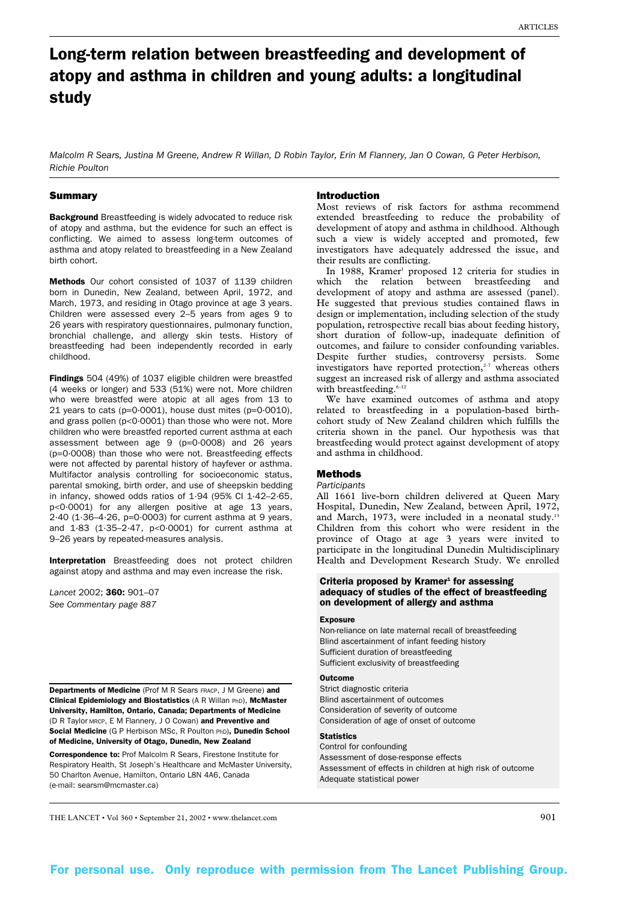# Long-term relation between breastfeeding and development of atopy and asthma in children and young adults: a longitudinal study

*Malcolm R Sears, Justina M Greene, Andrew R Willan, D Robin Taylor, Erin M Flannery, Jan O Cowan, G Peter Herbison, Richie Poulton*

## Summary

**Background** Breastfeeding is widely advocated to reduce risk of atopy and asthma, but the evidence for such an effect is conflicting. We aimed to assess long-term outcomes of asthma and atopy related to breastfeeding in a New Zealand birth cohort.

**Methods** Our cohort consisted of 1037 of 1139 children born in Dunedin, New Zealand, between April, 1972, and March, 1973, and residing in Otago province at age 3 years. Children were assessed every 2–5 years from ages 9 to 26 years with respiratory questionnaires, pulmonary function, bronchial challenge, and allergy skin tests. History of breastfeeding had been independently recorded in early childhood.

**Findings** 504 (49%) of 1037 eligible children were breastfed (4 weeks or longer) and 533 (51%) were not. More children who were breastfed were atopic at all ages from 13 to 21 years to cats ($p=0·0001$), house dust mites ($p=0·0010$), and grass pollen ($p<0·0001$) than those who were not. More children who were breastfed reported current asthma at each assessment between age 9 ($p=0·0008$) and 26 years ($p=0·0008$) than those who were not. Breastfeeding effects were not affected by parental history of hayfever or asthma. Multifactor analysis controlling for socioeconomic status, parental smoking, birth order, and use of sheepskin bedding in infancy, showed odds ratios of 1·94 (95% CI 1·42–2·65, $p<0·0001$) for any allergen positive at age 13 years, 2·40 (1·36–4·26, $p=0·0003$) for current asthma at 9 years, and 1·83 (1·35–2·47, $p<0·0001$) for current asthma at 9–26 years by repeated-measures analysis.

**Interpretation** Breastfeeding does not protect children against atopy and asthma and may even increase the risk.

*Lancet* 2002; **360:** 901–07
*See Commentary page 887*

**Departments of Medicine** (Prof M R Sears FRACP, J M Greene) **and Clinical Epidemiology and Biostatistics** (A R Willan PhD), **McMaster University, Hamilton, Ontario, Canada; Departments of Medicine** (D R Taylor MRCP, E M Flannery, J O Cowan) **and Preventive and Social Medicine** (G P Herbison MSc, R Poulton PhD)**, Dunedin School of Medicine, University of Otago, Dunedin, New Zealand**

**Correspondence to:** Prof Malcolm R Sears, Firestone Institute for Respiratory Health, St Joseph's Healthcare and McMaster University, 50 Charlton Avenue, Hamilton, Ontario L8N 4A6, Canada (e-mail: searsm@mcmaster.ca)

## Introduction

Most reviews of risk factors for asthma recommend extended breastfeeding to reduce the probability of development of atopy and asthma in childhood. Although such a view is widely accepted and promoted, few investigators have adequately addressed the issue, and their results are conflicting.

In 1988, Kramer[1] proposed 12 criteria for studies in which the relation between breastfeeding and development of atopy and asthma are assessed (panel). He suggested that previous studies contained flaws in design or implementation, including selection of the study population, retrospective recall bias about feeding history, short duration of follow-up, inadequate definition of outcomes, and failure to consider confounding variables. Despite further studies, controversy persists. Some investigators have reported protection,[2-7] whereas others suggest an increased risk of allergy and asthma associated with breastfeeding.[8-12]

We have examined outcomes of asthma and atopy related to breastfeeding in a population-based birth-cohort study of New Zealand children which fulfills the criteria shown in the panel. Our hypothesis was that breastfeeding would protect against development of atopy and asthma in childhood.

## Methods

### Participants

All 1661 live-born children delivered at Queen Mary Hospital, Dunedin, New Zealand, between April, 1972, and March, 1973, were included in a neonatal study.[13] Children from this cohort who were resident in the province of Otago at age 3 years were invited to participate in the longitudinal Dunedin Multidisciplinary Health and Development Research Study. We enrolled

**Criteria proposed by Kramer[1] for assessing adequacy of studies of the effect of breastfeeding on development of allergy and asthma**

**Exposure**
- Non-reliance on late maternal recall of breastfeeding
- Blind ascertainment of infant feeding history
- Sufficient duration of breastfeeding
- Sufficient exclusivity of breastfeeding

**Outcome**
- Strict diagnostic criteria
- Blind ascertainment of outcomes
- Consideration of severity of outcome
- Consideration of age of onset of outcome

**Statistics**
- Control for confounding
- Assessment of dose-response effects
- Assessment of effects in children at high risk of outcome
- Adequate statistical power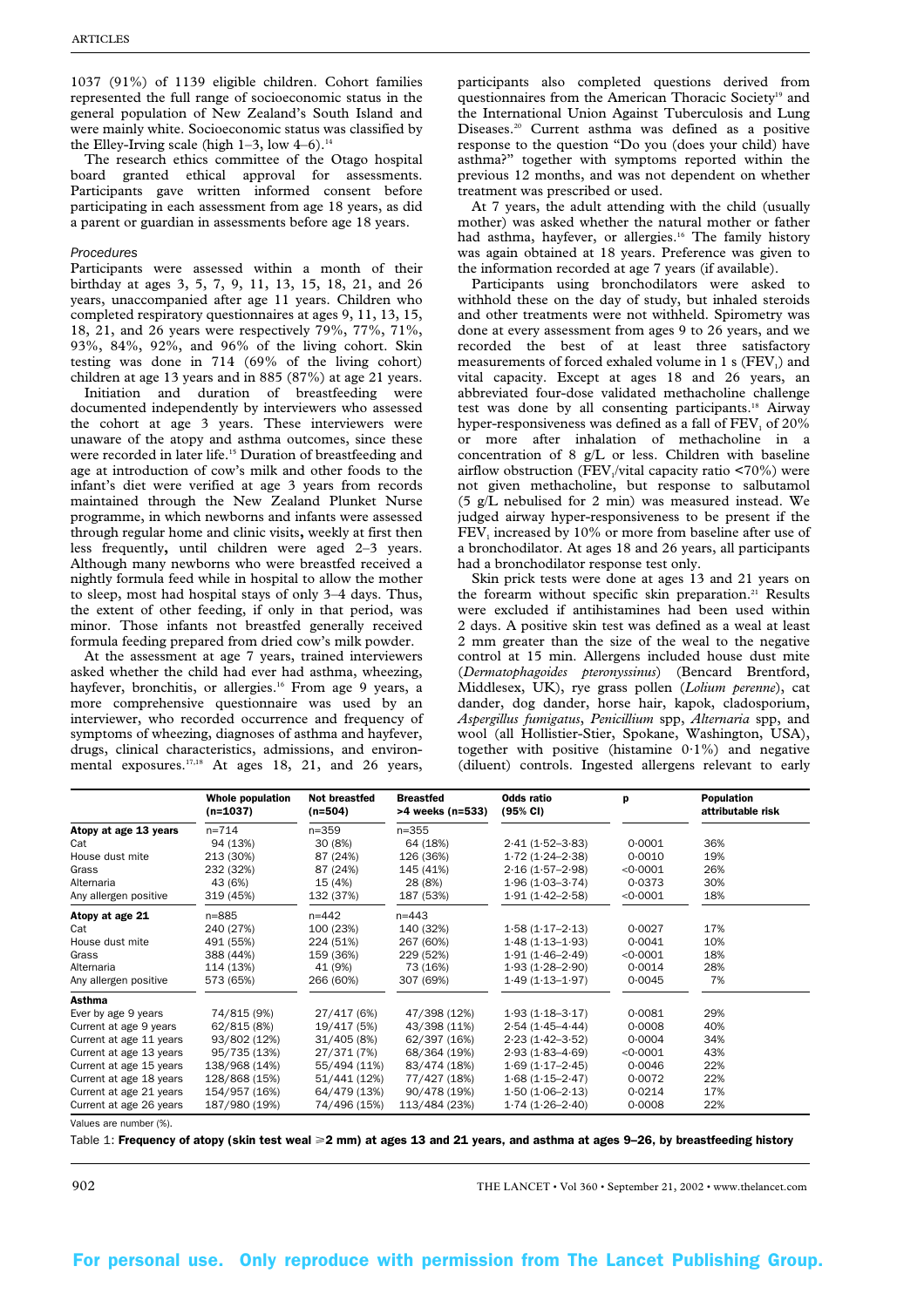1037 (91%) of 1139 eligible children. Cohort families represented the full range of socioeconomic status in the general population of New Zealand's South Island and were mainly white. Socioeconomic status was classified by the Elley-Irving scale (high 1–3, low 4–6).[14]

The research ethics committee of the Otago hospital board granted ethical approval for assessments. Participants gave written informed consent before participating in each assessment from age 18 years, as did a parent or guardian in assessments before age 18 years.

### Procedures

Participants were assessed within a month of their birthday at ages 3, 5, 7, 9, 11, 13, 15, 18, 21, and 26 years, unaccompanied after age 11 years. Children who completed respiratory questionnaires at ages 9, 11, 13, 15, 18, 21, and 26 years were respectively 79%, 77%, 71%, 93%, 84%, 92%, and 96% of the living cohort. Skin testing was done in 714 (69% of the living cohort) children at age 13 years and in 885 (87%) at age 21 years.

Initiation and duration of breastfeeding were documented independently by interviewers who assessed the cohort at age 3 years. These interviewers were unaware of the atopy and asthma outcomes, since these were recorded in later life.[15] Duration of breastfeeding and age at introduction of cow's milk and other foods to the infant's diet were verified at age 3 years from records maintained through the New Zealand Plunket Nurse programme, in which newborns and infants were assessed through regular home and clinic visits, weekly at first then less frequently, until children were aged 2–3 years. Although many newborns who were breastfed received a nightly formula feed while in hospital to allow the mother to sleep, most had hospital stays of only 3–4 days. Thus, the extent of other feeding, if only in that period, was minor. Those infants not breastfed generally received formula feeding prepared from dried cow's milk powder.

At the assessment at age 7 years, trained interviewers asked whether the child had ever had asthma, wheezing, hayfever, bronchitis, or allergies.[16] From age 9 years, a more comprehensive questionnaire was used by an interviewer, who recorded occurrence and frequency of symptoms of wheezing, diagnoses of asthma and hayfever, drugs, clinical characteristics, admissions, and environmental exposures.[17,18] At ages 18, 21, and 26 years, participants also completed questions derived from questionnaires from the American Thoracic Society[19] and the International Union Against Tuberculosis and Lung Diseases.[20] Current asthma was defined as a positive response to the question "Do you (does your child) have asthma?" together with symptoms reported within the previous 12 months, and was not dependent on whether treatment was prescribed or used.

At 7 years, the adult attending with the child (usually mother) was asked whether the natural mother or father had asthma, hayfever, or allergies.[16] The family history was again obtained at 18 years. Preference was given to the information recorded at age 7 years (if available).

Participants using bronchodilators were asked to withhold these on the day of study, but inhaled steroids and other treatments were not withheld. Spirometry was done at every assessment from ages 9 to 26 years, and we recorded the best of at least three satisfactory measurements of forced exhaled volume in 1 s ($FEV_1$) and vital capacity. Except at ages 18 and 26 years, an abbreviated four-dose validated methacholine challenge test was done by all consenting participants.[18] Airway hyper-responsiveness was defined as a fall of $FEV_1$ of 20% or more after inhalation of methacholine in a concentration of 8 g/L or less. Children with baseline airflow obstruction ($FEV_1$/vital capacity ratio <70%) were not given methacholine, but response to salbutamol (5 g/L nebulised for 2 min) was measured instead. We judged airway hyper-responsiveness to be present if the $FEV_1$ increased by 10% or more from baseline after use of a bronchodilator. At ages 18 and 26 years, all participants had a bronchodilator response test only.

Skin prick tests were done at ages 13 and 21 years on the forearm without specific skin preparation.[21] Results were excluded if antihistamines had been used within 2 days. A positive skin test was defined as a weal at least 2 mm greater than the size of the weal to the negative control at 15 min. Allergens included house dust mite (*Dermatophagoides pteronyssinus*) (Bencard Brentford, Middlesex, UK), rye grass pollen (*Lolium perenne*), cat dander, dog dander, horse hair, kapok, cladosporium, *Aspergillus fumigatus*, *Penicillium* spp, *Alternaria* spp, and wool (all Hollistier-Stier, Spokane, Washington, USA), together with positive (histamine 0·1%) and negative (diluent) controls. Ingested allergens relevant to early

| | Whole population (n=1037) | Not breastfed (n=504) | Breastfed >4 weeks (n=533) | Odds ratio (95% CI) | p | Population attributable risk |
|---|---|---|---|---|---|---|
| **Atopy at age 13 years** | n=714 | n=359 | n=355 | | | |
| Cat | 94 (13%) | 30 (8%) | 64 (18%) | 2·41 (1·52–3·83) | 0·0001 | 36% |
| House dust mite | 213 (30%) | 87 (24%) | 126 (36%) | 1·72 (1·24–2·38) | 0·0010 | 19% |
| Grass | 232 (32%) | 87 (24%) | 145 (41%) | 2·16 (1·57–2·98) | <0·0001 | 26% |
| Alternaria | 43 (6%) | 15 (4%) | 28 (8%) | 1·96 (1·03–3·74) | 0·0373 | 30% |
| Any allergen positive | 319 (45%) | 132 (37%) | 187 (53%) | 1·91 (1·42–2·58) | <0·0001 | 18% |
| **Atopy at age 21** | n=885 | n=442 | n=443 | | | |
| Cat | 240 (27%) | 100 (23%) | 140 (32%) | 1·58 (1·17–2·13) | 0·0027 | 17% |
| House dust mite | 491 (55%) | 224 (51%) | 267 (60%) | 1·48 (1·13–1·93) | 0·0041 | 10% |
| Grass | 388 (44%) | 159 (36%) | 229 (52%) | 1·91 (1·46–2·49) | <0·0001 | 18% |
| Alternaria | 114 (13%) | 41 (9%) | 73 (16%) | 1·93 (1·28–2·90) | 0·0014 | 28% |
| Any allergen positive | 573 (65%) | 266 (60%) | 307 (69%) | 1·49 (1·13–1·97) | 0·0045 | 7% |
| **Asthma** | | | | | | |
| Ever by age 9 years | 74/815 (9%) | 27/417 (6%) | 47/398 (12%) | 1·93 (1·18–3·17) | 0·0081 | 29% |
| Current at age 9 years | 62/815 (8%) | 19/417 (5%) | 43/398 (11%) | 2·54 (1·45–4·44) | 0·0008 | 40% |
| Current at age 11 years | 93/802 (12%) | 31/405 (8%) | 62/397 (16%) | 2·23 (1·42–3·52) | 0·0004 | 34% |
| Current at age 13 years | 95/735 (13%) | 27/371 (7%) | 68/364 (19%) | 2·93 (1·83–4·69) | <0·0001 | 43% |
| Current at age 15 years | 138/968 (14%) | 55/494 (11%) | 83/474 (18%) | 1·69 (1·17–2·45) | 0·0046 | 22% |
| Current at age 18 years | 128/868 (15%) | 51/441 (12%) | 77/427 (18%) | 1·68 (1·15–2·47) | 0·0072 | 22% |
| Current at age 21 years | 154/957 (16%) | 64/479 (13%) | 90/478 (19%) | 1·50 (1·06–2·13) | 0·0214 | 17% |
| Current at age 26 years | 187/980 (19%) | 74/496 (15%) | 113/484 (23%) | 1·74 (1·26–2·40) | 0·0008 | 22% |

Values are number (%).

Table 1: **Frequency of atopy (skin test weal ⩾2 mm) at ages 13 and 21 years, and asthma at ages 9–26, by breastfeeding history**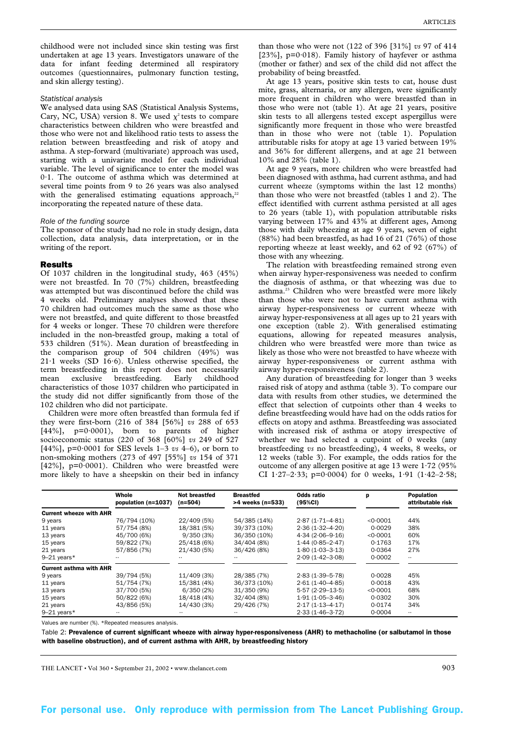childhood were not included since skin testing was first undertaken at age 13 years. Investigators unaware of the data for infant feeding determined all respiratory outcomes (questionnaires, pulmonary function testing, and skin allergy testing).

*Statistical analysis*

We analysed data using SAS (Statistical Analysis Systems, Cary, NC, USA) version 8. We used $\chi^2$ tests to compare characteristics between children who were breastfed and those who were not and likelihood ratio tests to assess the relation between breastfeeding and risk of atopy and asthma. A step-forward (multivariate) approach was used, starting with a univariate model for each individual variable. The level of significance to enter the model was 0·1. The outcome of asthma which was determined at several time points from 9 to 26 years was also analysed with the generalised estimating equations approach,[22] incorporating the repeated nature of these data.

*Role of the funding source*

The sponsor of the study had no role in study design, data collection, data analysis, data interpretation, or in the writing of the report.

## Results

Of 1037 children in the longitudinal study, 463 (45%) were not breastfed. In 70 (7%) children, breastfeeding was attempted but was discontinued before the child was 4 weeks old. Preliminary analyses showed that these 70 children had outcomes much the same as those who were not breastfed, and quite different to those breastfed for 4 weeks or longer. These 70 children were therefore included in the non-breastfed group, making a total of 533 children (51%). Mean duration of breastfeeding in the comparison group of 504 children (49%) was 21·1 weeks (SD 16·6). Unless otherwise specified, the term breastfeeding in this report does not necessarily mean exclusive breastfeeding. Early childhood characteristics of those 1037 children who participated in the study did not differ significantly from those of the 102 children who did not participate.

Children were more often breastfed than formula fed if they were first-born (216 of 384 [56%] *vs* 288 of 653 [44%], p=0·0001), born to parents of higher socioeconomic status (220 of 368 [60%] *vs* 249 of 527 [44%], p=0·0001 for SES levels 1–3 *vs* 4–6), or born to non-smoking mothers (273 of 497 [55%] *vs* 154 of 371 [42%], p=0·0001). Children who were breastfed were more likely to have a sheepskin on their bed in infancy than those who were not (122 of 396 [31%] *vs* 97 of 414 [23%], p=0·018). Family history of hayfever or asthma (mother or father) and sex of the child did not affect the probability of being breastfed.

At age 13 years, positive skin tests to cat, house dust mite, grass, alternaria, or any allergen, were significantly more frequent in children who were breastfed than in those who were not (table 1). At age 21 years, positive skin tests to all allergens tested except aspergillus were significantly more frequent in those who were breastfed than in those who were not (table 1). Population attributable risks for atopy at age 13 varied between 19% and 36% for different allergens, and at age 21 between 10% and 28% (table 1).

At age 9 years, more children who were breastfed had been diagnosed with asthma, had current asthma, and had current wheeze (symptoms within the last 12 months) than those who were not breastfed (tables 1 and 2). The effect identified with current asthma persisted at all ages to 26 years (table 1), with population attributable risks varying between 17% and 43% at different ages, Among those with daily wheezing at age 9 years, seven of eight (88%) had been breastfed, as had 16 of 21 (76%) of those reporting wheeze at least weekly, and 62 of 92 (67%) of those with any wheezing.

The relation with breastfeeding remained strong even when airway hyper-responsiveness was needed to confirm the diagnosis of asthma, or that wheezing was due to asthma.[23] Children who were breastfed were more likely than those who were not to have current asthma with airway hyper-responsiveness or current wheeze with airway hyper-responsiveness at all ages up to 21 years with one exception (table 2). With generalised estimating equations, allowing for repeated measures analysis, children who were breastfed were more than twice as likely as those who were not breastfed to have wheeze with airway hyper-responsiveness or current asthma with airway hyper-responsiveness (table 2).

Any duration of breastfeeding for longer than 3 weeks raised risk of atopy and asthma (table 3). To compare our data with results from other studies, we determined the effect that selection of cutpoints other than 4 weeks to define breastfeeding would have had on the odds ratios for effects on atopy and asthma. Breastfeeding was associated with increased risk of asthma or atopy irrespective of whether we had selected a cutpoint of 0 weeks (any breastfeeding *vs* no breastfeeding), 4 weeks, 8 weeks, or 12 weeks (table 3). For example, the odds ratios for the outcome of any allergen positive at age 13 were 1·72 (95% CI 1·27–2·33; p=0·0004) for 0 weeks, 1·91 (1·42–2·58;

| | Whole population (n=1037) | Not breastfed (n=504) | Breastfed >4 weeks (n=533) | Odds ratio (95%CI) | p | Population attributable risk |
|---|---|---|---|---|---|---|
| **Current wheeze with AHR** | | | | | | |
| 9 years | 76/794 (10%) | 22/409 (5%) | 54/385 (14%) | 2·87 (1·71–4·81) | <0·0001 | 44% |
| 11 years | 57/754 (8%) | 18/381 (5%) | 39/373 (10%) | 2·36 (1·32–4·20) | 0·0029 | 38% |
| 13 years | 45/700 (6%) | 9/350 (3%) | 36/350 (10%) | 4·34 (2·06–9·16) | <0·0001 | 60% |
| 15 years | 59/822 (7%) | 25/418 (6%) | 34/404 (8%) | 1·44 (0·85–2·47) | 0·1763 | 17% |
| 21 years | 57/856 (7%) | 21/430 (5%) | 36/426 (8%) | 1·80 (1·03–3·13) | 0·0364 | 27% |
| 9–21 years* | .. | .. | .. | 2·09 (1·42–3·08) | 0·0002 | .. |
| **Current asthma with AHR** | | | | | | |
| 9 years | 39/794 (5%) | 11/409 (3%) | 28/385 (7%) | 2·83 (1·39–5·78) | 0·0028 | 45% |
| 11 years | 51/754 (7%) | 15/381 (4%) | 36/373 (10%) | 2·61 (1·40–4·85) | 0·0018 | 43% |
| 13 years | 37/700 (5%) | 6/350 (2%) | 31/350 (9%) | 5·57 (2·29–13·5) | <0·0001 | 68% |
| 15 years | 50/822 (6%) | 18/418 (4%) | 32/404 (8%) | 1·91 (1·05–3·46) | 0·0302 | 30% |
| 21 years | 43/856 (5%) | 14/430 (3%) | 29/426 (7%) | 2·17 (1·13–4·17) | 0·0174 | 34% |
| 9–21 years* | .. | .. | .. | 2·33 (1·46–3·72) | 0·0004 | .. |

Values are number (%). *Repeated measures analysis.

Table 2: **Prevalence of current significant wheeze with airway hyper-responsiveness (AHR) to methacholine (or salbutamol in those with baseline obstruction), and of current asthma with AHR, by breastfeeding history**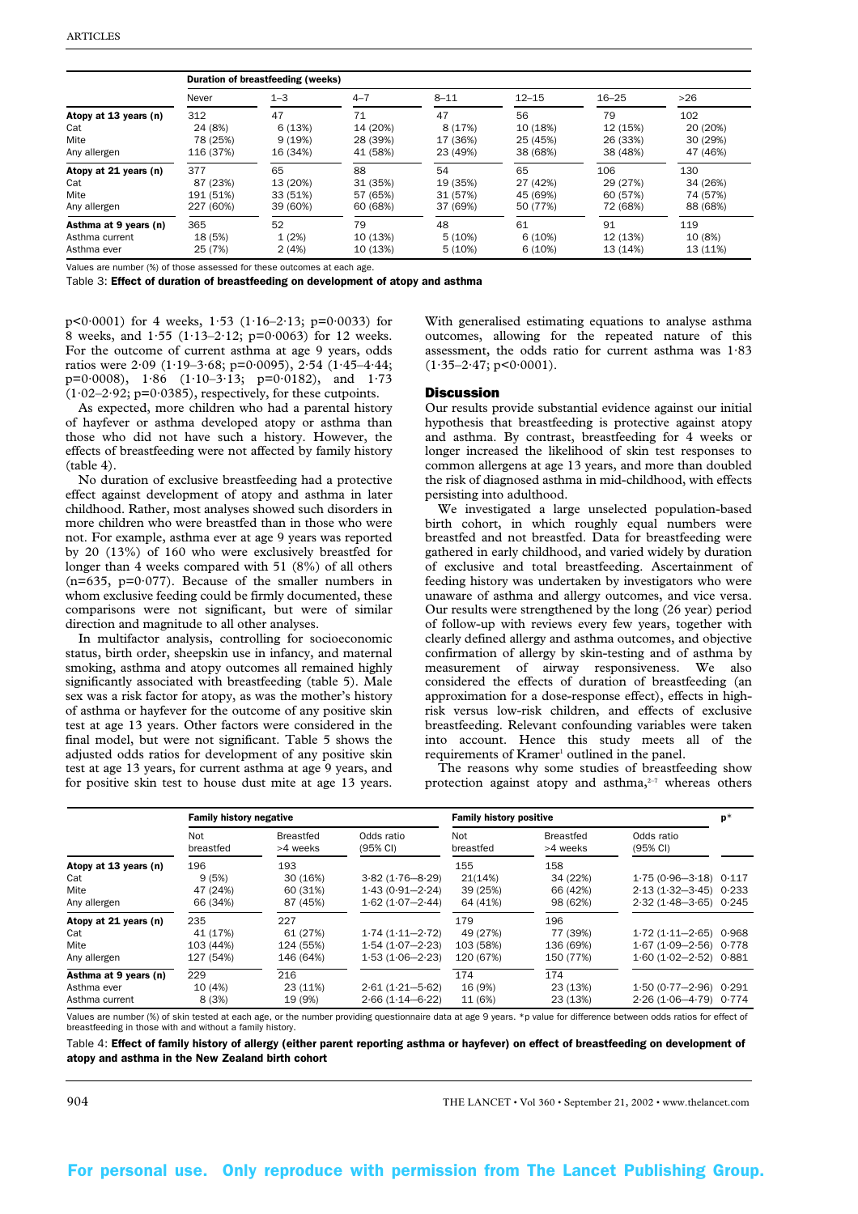|  | Duration of breastfeeding (weeks) |  |  |  |  |  |  |
|---|---|---|---|---|---|---|---|
|  | Never | 1–3 | 4–7 | 8–11 | 12–15 | 16–25 | >26 |
| **Atopy at 13 years (n)** | 312 | 47 | 71 | 47 | 56 | 79 | 102 |
| Cat | 24 (8%) | 6 (13%) | 14 (20%) | 8 (17%) | 10 (18%) | 12 (15%) | 20 (20%) |
| Mite | 78 (25%) | 9 (19%) | 28 (39%) | 17 (36%) | 25 (45%) | 26 (33%) | 30 (29%) |
| Any allergen | 116 (37%) | 16 (34%) | 41 (58%) | 23 (49%) | 38 (68%) | 38 (48%) | 47 (46%) |
| **Atopy at 21 years (n)** | 377 | 65 | 88 | 54 | 65 | 106 | 130 |
| Cat | 87 (23%) | 13 (20%) | 31 (35%) | 19 (35%) | 27 (42%) | 29 (27%) | 34 (26%) |
| Mite | 191 (51%) | 33 (51%) | 57 (65%) | 31 (57%) | 45 (69%) | 60 (57%) | 74 (57%) |
| Any allergen | 227 (60%) | 39 (60%) | 60 (68%) | 37 (69%) | 50 (77%) | 72 (68%) | 88 (68%) |
| **Asthma at 9 years (n)** | 365 | 52 | 79 | 48 | 61 | 91 | 119 |
| Asthma current | 18 (5%) | 1 (2%) | 10 (13%) | 5 (10%) | 6 (10%) | 12 (13%) | 10 (8%) |
| Asthma ever | 25 (7%) | 2 (4%) | 10 (13%) | 5 (10%) | 6 (10%) | 13 (14%) | 13 (11%) |

Values are number (%) of those assessed for these outcomes at each age.

Table 3: **Effect of duration of breastfeeding on development of atopy and asthma**

p<0·0001) for 4 weeks, 1·53 (1·16–2·13; p=0·0033) for 8 weeks, and 1·55 (1·13–2·12; p=0·0063) for 12 weeks. For the outcome of current asthma at age 9 years, odds ratios were 2·09 (1·19–3·68; p=0·0095), 2·54 (1·45–4·44; p=0·0008), 1·86 (1·10–3·13; p=0·0182), and 1·73 (1·02–2·92; p=0·0385), respectively, for these cutpoints.

As expected, more children who had a parental history of hayfever or asthma developed atopy or asthma than those who did not have such a history. However, the effects of breastfeeding were not affected by family history (table 4).

No duration of exclusive breastfeeding had a protective effect against development of atopy and asthma in later childhood. Rather, most analyses showed such disorders in more children who were breastfed than in those who were not. For example, asthma ever at age 9 years was reported by 20 (13%) of 160 who were exclusively breastfed for longer than 4 weeks compared with 51 (8%) of all others (n=635, p=0·077). Because of the smaller numbers in whom exclusive feeding could be firmly documented, these comparisons were not significant, but were of similar direction and magnitude to all other analyses.

In multifactor analysis, controlling for socioeconomic status, birth order, sheepskin use in infancy, and maternal smoking, asthma and atopy outcomes all remained highly significantly associated with breastfeeding (table 5). Male sex was a risk factor for atopy, as was the mother's history of asthma or hayfever for the outcome of any positive skin test at age 13 years. Other factors were considered in the final model, but were not significant. Table 5 shows the adjusted odds ratios for development of any positive skin test at age 13 years, for current asthma at age 9 years, and for positive skin test to house dust mite at age 13 years. With generalised estimating equations to analyse asthma outcomes, allowing for the repeated nature of this assessment, the odds ratio for current asthma was 1·83 (1·35–2·47; p<0·0001).

## Discussion

Our results provide substantial evidence against our initial hypothesis that breastfeeding is protective against atopy and asthma. By contrast, breastfeeding for 4 weeks or longer increased the likelihood of skin test responses to common allergens at age 13 years, and more than doubled the risk of diagnosed asthma in mid-childhood, with effects persisting into adulthood.

We investigated a large unselected population-based birth cohort, in which roughly equal numbers were breastfed and not breastfed. Data for breastfeeding were gathered in early childhood, and varied widely by duration of exclusive and total breastfeeding. Ascertainment of feeding history was undertaken by investigators who were unaware of asthma and allergy outcomes, and vice versa. Our results were strengthened by the long (26 year) period of follow-up with reviews every few years, together with clearly defined allergy and asthma outcomes, and objective confirmation of allergy by skin-testing and of asthma by measurement of airway responsiveness. We also considered the effects of duration of breastfeeding (an approximation for a dose-response effect), effects in high-risk versus low-risk children, and effects of exclusive breastfeeding. Relevant confounding variables were taken into account. Hence this study meets all of the requirements of Kramer[1] outlined in the panel.

The reasons why some studies of breastfeeding show protection against atopy and asthma,[2–7] whereas others

|  | Family history negative |  |  | Family history positive |  |  | p* |
|---|---|---|---|---|---|---|---|
|  | Not breastfed | Breastfed >4 weeks | Odds ratio (95% CI) | Not breastfed | Breastfed >4 weeks | Odds ratio (95% CI) |  |
| **Atopy at 13 years (n)** | 196 | 193 |  | 155 | 158 |  |  |
| Cat | 9 (5%) | 30 (16%) | 3·82 (1·76–8·29) | 21(14%) | 34 (22%) | 1·75 (0·96–3·18) | 0·117 |
| Mite | 47 (24%) | 60 (31%) | 1·43 (0·91–2·24) | 39 (25%) | 66 (42%) | 2·13 (1·32–3·45) | 0·233 |
| Any allergen | 66 (34%) | 87 (45%) | 1·62 (1·07–2·44) | 64 (41%) | 98 (62%) | 2·32 (1·48–3·65) | 0·245 |
| **Atopy at 21 years (n)** | 235 | 227 |  | 179 | 196 |  |  |
| Cat | 41 (17%) | 61 (27%) | 1·74 (1·11–2·72) | 49 (27%) | 77 (39%) | 1·72 (1·11–2·65) | 0·968 |
| Mite | 103 (44%) | 124 (55%) | 1·54 (1·07–2·23) | 103 (58%) | 136 (69%) | 1·67 (1·09–2·56) | 0·778 |
| Any allergen | 127 (54%) | 146 (64%) | 1·53 (1·06–2·23) | 120 (67%) | 150 (77%) | 1·60 (1·02–2·52) | 0·881 |
| **Asthma at 9 years (n)** | 229 | 216 |  | 174 | 174 |  |  |
| Asthma ever | 10 (4%) | 23 (11%) | 2·61 (1·21–5·62) | 16 (9%) | 23 (13%) | 1·50 (0·77–2·96) | 0·291 |
| Asthma current | 8 (3%) | 19 (9%) | 2·66 (1·14–6·22) | 11 (6%) | 23 (13%) | 2·26 (1·06–4·79) | 0·774 |

Values are number (%) of skin tested at each age, or the number providing questionnaire data at age 9 years. *p value for difference between odds ratios for effect of breastfeeding in those with and without a family history.

Table 4: **Effect of family history of allergy (either parent reporting asthma or hayfever) on effect of breastfeeding on development of atopy and asthma in the New Zealand birth cohort**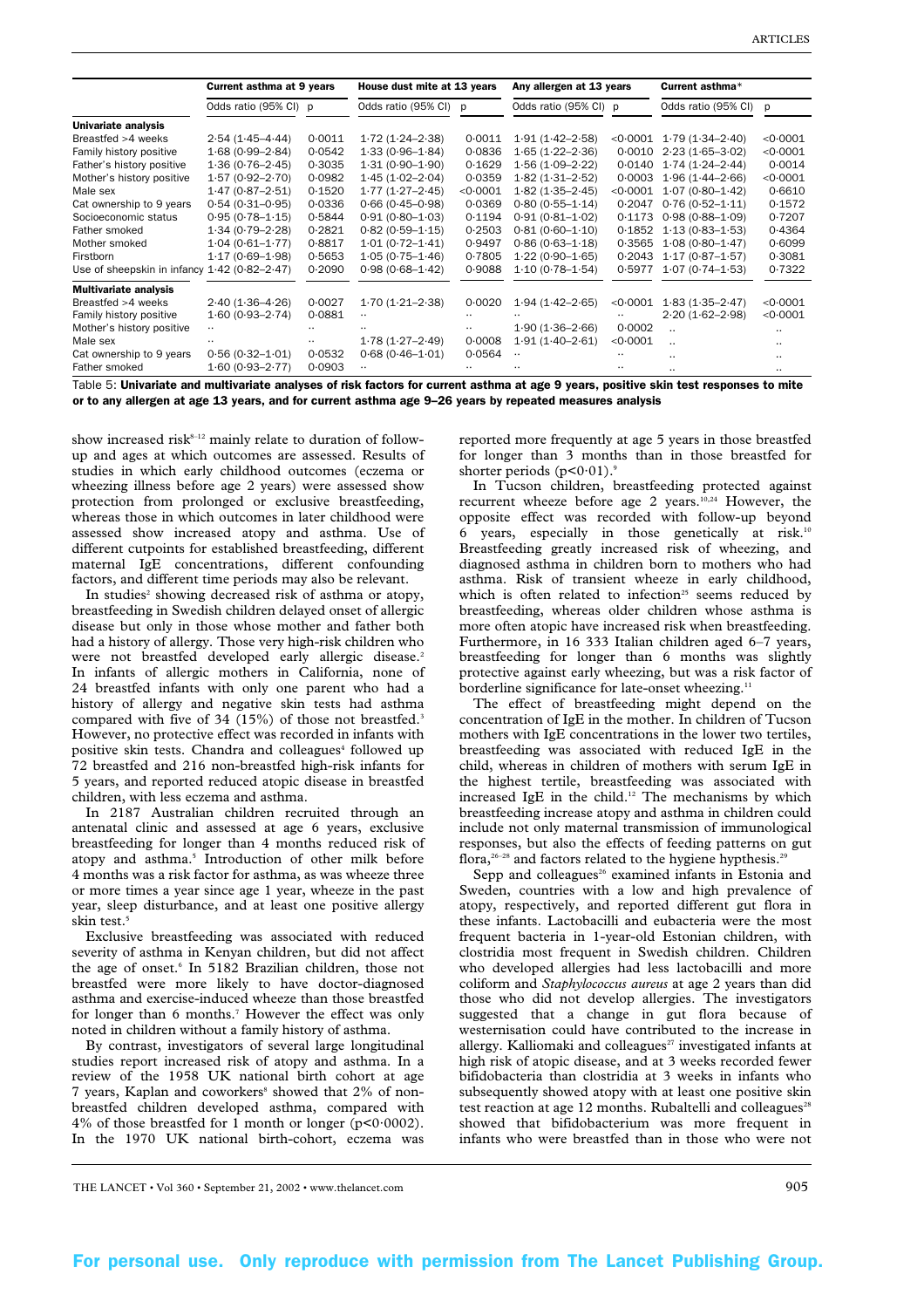| | Current asthma at 9 years | | House dust mite at 13 years | | Any allergen at 13 years | | Current asthma* | |
|---|---|---|---|---|---|---|---|---|
| | Odds ratio (95% CI) | p | Odds ratio (95% CI) | p | Odds ratio (95% CI) | p | Odds ratio (95% CI) | p |
| **Univariate analysis** | | | | | | | | |
| Breastfed >4 weeks | 2·54 (1·45–4·44) | 0·0011 | 1·72 (1·24–2·38) | 0·0011 | 1·91 (1·42–2·58) | <0·0001 | 1·79 (1·34–2·40) | <0·0001 |
| Family history positive | 1·68 (0·99–2·84) | 0·0542 | 1·33 (0·96–1·84) | 0·0836 | 1·65 (1·22–2·36) | 0·0010 | 2·23 (1·65–3·02) | <0·0001 |
| Father's history positive | 1·36 (0·76–2·45) | 0·3035 | 1·31 (0·90–1·90) | 0·1629 | 1·56 (1·09–2·22) | 0·0140 | 1·74 (1·24–2·44) | 0·0014 |
| Mother's history positive | 1·57 (0·92–2·70) | 0·0982 | 1·45 (1·02–2·04) | 0·0359 | 1·82 (1·31–2·52) | 0·0003 | 1·96 (1·44–2·66) | <0·0001 |
| Male sex | 1·47 (0·87–2·51) | 0·1520 | 1·77 (1·27–2·45) | <0·0001 | 1·82 (1·35–2·45) | <0·0001 | 1·07 (0·80–1·42) | 0·6610 |
| Cat ownership to 9 years | 0·54 (0·31–0·95) | 0·0336 | 0·66 (0·45–0·98) | 0·0369 | 0·80 (0·55–1·14) | 0·2047 | 0·76 (0·52–1·11) | 0·1572 |
| Socioeconomic status | 0·95 (0·78–1·15) | 0·5844 | 0·91 (0·80–1·03) | 0·1194 | 0·91 (0·81–1·02) | 0·1173 | 0·98 (0·88–1·09) | 0·7207 |
| Father smoked | 1·34 (0·79–2·28) | 0·2821 | 0·82 (0·59–1·15) | 0·2503 | 0·81 (0·60–1·10) | 0·1852 | 1·13 (0·83–1·53) | 0·4364 |
| Mother smoked | 1·04 (0·61–1·77) | 0·8817 | 1·01 (0·72–1·41) | 0·9497 | 0·86 (0·63–1·18) | 0·3565 | 1·08 (0·80–1·47) | 0·6099 |
| Firstborn | 1·17 (0·69–1·98) | 0·5653 | 1·05 (0·75–1·46) | 0·7805 | 1·22 (0·90–1·65) | 0·2043 | 1·17 (0·87–1·57) | 0·3081 |
| Use of sheepskin in infancy | 1·42 (0·82–2·47) | 0·2090 | 0·98 (0·68–1·42) | 0·9088 | 1·10 (0·78–1·54) | 0·5977 | 1·07 (0·74–1·53) | 0·7322 |
| **Multivariate analysis** | | | | | | | | |
| Breastfed >4 weeks | 2·40 (1·36–4·26) | 0·0027 | 1·70 (1·21–2·38) | 0·0020 | 1·94 (1·42–2·65) | <0·0001 | 1·83 (1·35–2·47) | <0·0001 |
| Family history positive | 1·60 (0·93–2·74) | 0·0881 | ·· | ·· | ·· | ·· | 2·20 (1·62–2·98) | <0·0001 |
| Mother's history positive | ·· | ·· | ·· | ·· | 1·90 (1·36–2·66) | 0·0002 | ·· | ·· |
| Male sex | ·· | ·· | 1·78 (1·27–2·49) | 0·0008 | 1·91 (1·40–2·61) | <0·0001 | ·· | ·· |
| Cat ownership to 9 years | 0·56 (0·32–1·01) | 0·0532 | 0·68 (0·46–1·01) | 0·0564 | ·· | ·· | ·· | ·· |
| Father smoked | 1·60 (0·93–2·77) | 0·0903 | ·· | ·· | ·· | ·· | ·· | ·· |

Table 5: **Univariate and multivariate analyses of risk factors for current asthma at age 9 years, positive skin test responses to mite or to any allergen at age 13 years, and for current asthma age 9–26 years by repeated measures analysis**

show increased risk[8–12] mainly relate to duration of follow-up and ages at which outcomes are assessed. Results of studies in which early childhood outcomes (eczema or wheezing illness before age 2 years) were assessed show protection from prolonged or exclusive breastfeeding, whereas those in which outcomes in later childhood were assessed show increased atopy and asthma. Use of different cutpoints for established breastfeeding, different maternal IgE concentrations, different confounding factors, and different time periods may also be relevant.

In studies[2] showing decreased risk of asthma or atopy, breastfeeding in Swedish children delayed onset of allergic disease but only in those whose mother and father both had a history of allergy. Those very high-risk children who were not breastfed developed early allergic disease.[2] In infants of allergic mothers in California, none of 24 breastfed infants with only one parent who had a history of allergy and negative skin tests had asthma compared with five of 34 (15%) of those not breastfed.[3] However, no protective effect was recorded in infants with positive skin tests. Chandra and colleagues[4] followed up 72 breastfed and 216 non-breastfed high-risk infants for 5 years, and reported reduced atopic disease in breastfed children, with less eczema and asthma.

In 2187 Australian children recruited through an antenatal clinic and assessed at age 6 years, exclusive breastfeeding for longer than 4 months reduced risk of atopy and asthma.[5] Introduction of other milk before 4 months was a risk factor for asthma, as was wheeze three or more times a year since age 1 year, wheeze in the past year, sleep disturbance, and at least one positive allergy skin test.[5]

Exclusive breastfeeding was associated with reduced severity of asthma in Kenyan children, but did not affect the age of onset.[6] In 5182 Brazilian children, those not breastfed were more likely to have doctor-diagnosed asthma and exercise-induced wheeze than those breastfed for longer than 6 months.[7] However the effect was only noted in children without a family history of asthma.

By contrast, investigators of several large longitudinal studies report increased risk of atopy and asthma. In a review of the 1958 UK national birth cohort at age 7 years, Kaplan and coworkers[8] showed that 2% of non-breastfed children developed asthma, compared with 4% of those breastfed for 1 month or longer ($p<0·0002$). In the 1970 UK national birth-cohort, eczema was reported more frequently at age 5 years in those breastfed for longer than 3 months than in those breastfed for shorter periods ($p<0·01$).[9]

In Tucson children, breastfeeding protected against recurrent wheeze before age 2 years.[10,24] However, the opposite effect was recorded with follow-up beyond 6 years, especially in those genetically at risk.[10] Breastfeeding greatly increased risk of wheezing, and diagnosed asthma in children born to mothers who had asthma. Risk of transient wheeze in early childhood, which is often related to infection[25] seems reduced by breastfeeding, whereas older children whose asthma is more often atopic have increased risk when breastfeeding. Furthermore, in 16 333 Italian children aged 6–7 years, breastfeeding for longer than 6 months was slightly protective against early wheezing, but was a risk factor of borderline significance for late-onset wheezing.[11]

The effect of breastfeeding might depend on the concentration of IgE in the mother. In children of Tucson mothers with IgE concentrations in the lower two tertiles, breastfeeding was associated with reduced IgE in the child, whereas in children of mothers with serum IgE in the highest tertile, breastfeeding was associated with increased IgE in the child.[12] The mechanisms by which breastfeeding increase atopy and asthma in children could include not only maternal transmission of immunological responses, but also the effects of feeding patterns on gut flora,[26–28] and factors related to the hygiene hypthesis.[29]

Sepp and colleagues[26] examined infants in Estonia and Sweden, countries with a low and high prevalence of atopy, respectively, and reported different gut flora in these infants. Lactobacilli and eubacteria were the most frequent bacteria in 1-year-old Estonian children, with clostridia most frequent in Swedish children. Children who developed allergies had less lactobacilli and more coliform and *Staphylococcus aureus* at age 2 years than did those who did not develop allergies. The investigators suggested that a change in gut flora because of westernisation could have contributed to the increase in allergy. Kalliomaki and colleagues[27] investigated infants at high risk of atopic disease, and at 3 weeks recorded fewer bifidobacteria than clostridia at 3 weeks in infants who subsequently showed atopy with at least one positive skin test reaction at age 12 months. Rubaltelli and colleagues[28] showed that bifidobacterium was more frequent in infants who were breastfed than in those who were not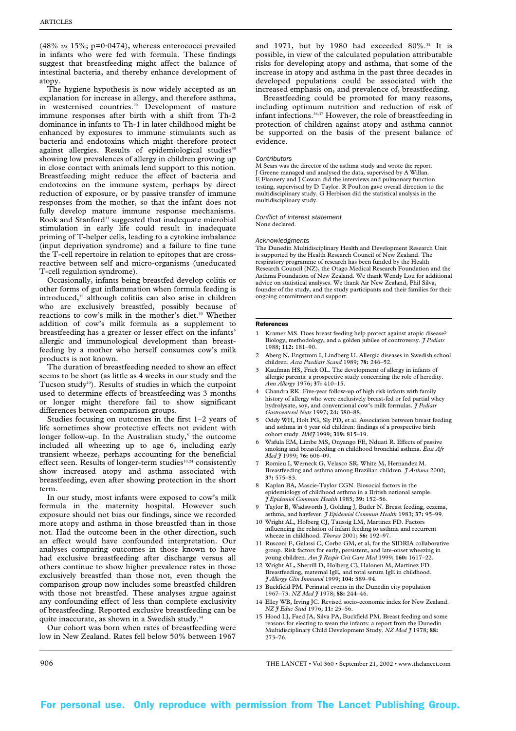(48% *vs* 15%; p=0·0474), whereas enterococci prevailed in infants who were fed with formula. These findings suggest that breastfeeding might affect the balance of intestinal bacteria, and thereby enhance development of atopy.

The hygiene hypothesis is now widely accepted as an explanation for increase in allergy, and therefore asthma, in westernised countries.[29] Development of mature immune responses after birth with a shift from Th-2 dominance in infants to Th-1 in later childhood might be enhanced by exposures to immune stimulants such as bacteria and endotoxins which might therefore protect against allergies. Results of epidemiological studies[30] showing low prevalences of allergy in children growing up in close contact with animals lend support to this notion. Breastfeeding might reduce the effect of bacteria and endotoxins on the immune system, perhaps by direct reduction of exposure, or by passive transfer of immune responses from the mother, so that the infant does not fully develop mature immune response mechanisms. Rook and Stanford[31] suggested that inadequate microbial stimulation in early life could result in inadequate priming of T-helper cells, leading to a cytokine imbalance (input deprivation syndrome) and a failure to fine tune the T-cell repertoire in relation to epitopes that are cross-reactive between self and micro-organisms (uneducated T-cell regulation syndrome).

Occasionally, infants being breastfed develop colitis or other forms of gut inflammation when formula feeding is introduced,[32] although colitiis can also arise in children who are exclusively breastfed, possibly because of reactions to cow's milk in the mother's diet.[33] Whether addition of cow's milk formula as a supplement to breastfeeding has a greater or lesser effect on the infants' allergic and immunological development than breastfeeding by a mother who herself consumes cow's milk products is not known.

The duration of breastfeeding needed to show an effect seems to be short (as little as 4 weeks in our study and the Tucson study[10]). Results of studies in which the cutpoint used to determine effects of breastfeeding was 3 months or longer might therefore fail to show significant differences between comparison groups.

Studies focusing on outcomes in the first 1–2 years of life sometimes show protective effects not evident with longer follow-up. In the Australian study,[5] the outcome included all wheezing up to age 6, including early transient wheeze, perhaps accounting for the beneficial effect seen. Results of longer-term studies[10,24] consistently show increased atopy and asthma associated with breastfeeding, even after showing protection in the short term.

In our study, most infants were exposed to cow's milk formula in the maternity hospital. However such exposure should not bias our findings, since we recorded more atopy and asthma in those breastfed than in those not. Had the outcome been in the other direction, such an effect would have confounded interpretation. Our analyses comparing outcomes in those known to have had exclusive breastfeeding after discharge versus all others continue to show higher prevalence rates in those exclusively breastfed than those not, even though the comparison group now includes some breastfed children with those not breastfed. These analyses argue against any confounding effect of less than complete exclusivity of breastfeeding. Reported exclusive breastfeeding can be quite inaccurate, as shown in a Swedish study.[34]

Our cohort was born when rates of breastfeeding were low in New Zealand. Rates fell below 50% between 1967 and 1971, but by 1980 had exceeded 80%.[35] It is possible, in view of the calculated population attributable risks for developing atopy and asthma, that some of the increase in atopy and asthma in the past three decades in developed populations could be associated with the increased emphasis on, and prevalence of, breastfeeding.

Breastfeeding could be promoted for many reasons, including optimum nutrition and reduction of risk of infant infections.[36,37] However, the role of breastfeeding in protection of children against atopy and asthma cannot be supported on the basis of the present balance of evidence.

*Contributors*

M Sears was the director of the asthma study and wrote the report. J Greene managed and analysed the data, supervised by A Willan. E Flannery and J Cowan did the interviews and pulmonary function testing, supervised by D Taylor. R Poulton gave overall direction to the multidisciplinary study. G Herbison did the statistical analysis in the multidisciplinary study.

*Conflict of interest statement*

None declared.

*Acknowledgments*

The Dunedin Multidisciplinary Health and Development Research Unit is supported by the Health Research Council of New Zealand. The respiratory programme of research has been funded by the Health Research Council (NZ), the Otago Medical Research Foundation and the Asthma Foundation of New Zealand. We thank Wendy Lou for additional advice on statistical analyses. We thank Air New Zealand, Phil Silva, founder of the study, and the study participants and their families for their ongoing commitment and support.

## References

1. Kramer MS. Does breast feeding help protect against atopic disease? Biology, methodology, and a golden jubilee of controversy. *J Pediatr* 1988; **112:** 181–90.
2. Aberg N, Engstrom I, Lindberg U. Allergic diseases in Swedish school children. *Acta Paediatr Scand* 1989; **78:** 246–52.
3. Kaufman HS, Frick OL. The development of allergy in infants of allergic parents: a prospective study concerning the role of heredity. *Ann Allergy* 1976; **37:** 410–15.
4. Chandra RK. Five-year follow-up of high risk infants with family history of allergy who were exclusively breast-fed or fed partial whey hydrolysate, soy, and conventional cow's milk formulas. *J Pediatr Gastroenterol Nutr* 1997; **24:** 380–88.
5. Oddy WH, Holt PG, Sly PD, et al. Association between breast feeding and asthma in 6 year old children: findings of a prospective birth cohort study. *BMJ* 1999; **319:** 815–19.
6. Wafula EM, Limbe MS, Onyango FE, Nduati R. Effects of passive smoking and breastfeeding on childhood bronchial asthma. *East Afr Med J* 1999; **76:** 606–09.
7. Romieu I, Werneck G, Velasco SR, White M, Hernandez M. Breastfeeding and asthma among Brazilian children. *J Asthma* 2000; **37:** 575–83.
8. Kaplan BA, Mascie-Taylor CGN. Biosocial factors in the epidemiology of childhood asthma in a British national sample. *J Epidemiol Commun Health* 1985; **39:** 152–56.
9. Taylor B, Wadsworth J, Golding J, Butler N. Breast feeding, eczema, asthma, and hayfever. *J Epidemiol Commun Health* 1983; **37:** 95–99.
10. Wright AL, Holberg CJ, Taussig LM, Martinez FD. Factors influencing the relation of infant feeding to asthma and recurrent wheeze in childhood. *Thorax* 2001; **56:** 192–97.
11. Rusconi F, Galassi C, Corbo GM, et al, for the SIDRIA collaborative group. Risk factors for early, persistent, and late-onset wheezing in young children. *Am J Respir Crit Care Med* 1999; **160:** 1617–22.
12. Wright AL, Sherrill D, Holberg CJ, Halonen M, Martinez FD. Breastfeeding, maternal IgE, and total serum IgE in childhood. *J Allergy Clin Immunol* 1999; **104:** 589–94.
13. Buckfield PM. Perinatal events in the Dunedin city population 1967–73. *NZ Med J* 1978; **88:** 244–46.
14. Elley WB, Irving JC. Revised socio-economic index for New Zealand. *NZ J Educ Stud* 1976; **11:** 25–56.
15. Hood LJ, Faed JA, Silva PA, Buckfield PM. Breast feeding and some reasons for electing to wean the infants: a report from the Dunedin Multidisciplinary Child Development Study. *NZ Med J* 1978; **88:** 273–76.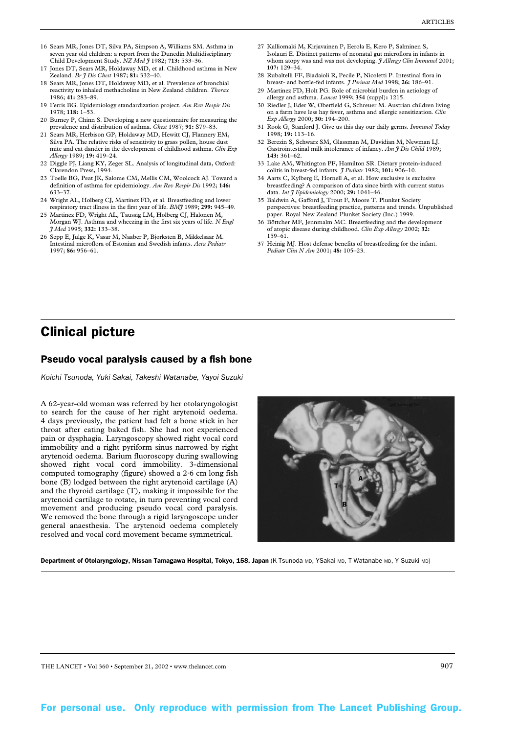16 Sears MR, Jones DT, Silva PA, Simpson A, Williams SM. Asthma in seven year old children: a report from the Dunedin Multidisciplinary Child Development Study. *NZ Med J* 1982; **713:** 533–36.

17 Jones DT, Sears MR, Holdaway MD, et al. Childhood asthma in New Zealand. *Br J Dis Chest* 1987; **81:** 332–40.

18 Sears MR, Jones DT, Holdaway MD, et al. Prevalence of bronchial reactivity to inhaled methacholine in New Zealand children. *Thorax* 1986; **41:** 283–89.

19 Ferris BG. Epidemiology standardization project. *Am Rev Respir Dis* 1978; **118:** 1–53.

20 Burney P, Chinn S. Developing a new questionnaire for measuring the prevalence and distribution of asthma. *Chest* 1987; **91:** S79–83.

21 Sears MR, Herbison GP, Holdaway MD, Hewitt CJ, Flannery EM, Silva PA. The relative risks of sensitivity to grass pollen, house dust mite and cat dander in the development of childhood asthma. *Clin Exp Allergy* 1989; **19:** 419–24.

22 Diggle PJ, Liang KY, Zeger SL. Analysis of longitudinal data, Oxford: Clarendon Press, 1994.

23 Toelle BG, Peat JK, Salome CM, Mellis CM, Woolcock AJ. Toward a definition of asthma for epidemiology. *Am Rev Respir Dis* 1992; **146:** 633–37.

24 Wright AL, Holberg CJ, Martinez FD, et al. Breastfeeding and lower respiratory tract illness in the first year of life. *BMJ* 1989; **299:** 945–49.

25 Martinez FD, Wright AL, Taussig LM, Holberg CJ, Halonen M, Morgan WJ. Asthma and wheezing in the first six years of life. *N Engl J Med* 1995; **332:** 133–38.

26 Sepp E, Julge K, Vasar M, Naaber P, Bjorksten B, Mikkelsaar M. Intestinal microflora of Estonian and Swedish infants. *Acta Pediatr* 1997; **86:** 956–61.

27 Kalliomaki M, Kirjavainen P, Eerola E, Kero P, Salminen S, Isolauri E. Distinct patterns of neonatal gut microflora in infants in whom atopy was and was not developing. *J Allergy Clin Immunol* 2001; **107:** 129–34.

28 Rubaltelli FF, Biadaioli R, Pecile P, Nicoletti P. Intestinal flora in breast- and bottle-fed infants. *J Perinat Med* 1998; **26:** 186–91.

29 Martinez FD, Holt PG. Role of microbial burden in aetiology of allergy and asthma. *Lancet* 1999; **354** (suppl)**:** 1215.

30 Riedler J, Eder W, Oberfield G, Schreuer M. Austrian children living on a farm have less hay fever, asthma and allergic sensitization. *Clin Exp Allergy* 2000; **30:** 194–200.

31 Rook G, Stanford J. Give us this day our daily germs. *Immunol Today* 1998; **19:** 113–16.

32 Berezin S, Schwarz SM, Glassman M, Davidian M, Newman LJ. Gastrointestinal milk intolerance of infancy. *Am J Dis Child* 1989; **143:** 361–62.

33 Lake AM, Whitington PF, Hamilton SR. Dietary protein-induced colitis in breast-fed infants. *J Pediatr* 1982; **101:** 906–10.

34 Aarts C, Kylberg E, Hornell A, et al. How exclusive is exclusive breastfeeding? A comparison of data since birth with current status data. *Int J Epidemiology* 2000; **29:** 1041–46.

35 Baldwin A, Gafford J, Trout F, Moore T. Plunket Society perspectives: breastfeeding practice, patterns and trends. Unpublished paper. Royal New Zealand Plunket Society (Inc.) 1999.

36 Böttcher MF, Jenmalm MC. Breastfeeding and the development of atopic disease during childhood. *Clin Exp Allergy* 2002; **32:** 159–61.

37 Heinig MJ. Host defense benefits of breastfeeding for the infant. *Pediatr Clin N Am* 2001; **48:** 105–23.

# Clinical picture

## Pseudo vocal paralysis caused by a fish bone

*Koichi Tsunoda, Yuki Sakai, Takeshi Watanabe, Yayoi Suzuki*

A 62-year-old woman was referred by her otolaryngologist to search for the cause of her right arytenoid oedema. 4 days previously, the patient had felt a bone stick in her throat after eating baked fish. She had not experienced pain or dysphagia. Laryngoscopy showed right vocal cord immobility and a right pyriform sinus narrowed by right arytenoid oedema. Barium fluoroscopy during swallowing showed right vocal cord immobility. 3-dimensional computed tomography (figure) showed a 2·6 cm long fish bone (B) lodged between the right arytenoid cartilage (A) and the thyroid cartilage (T), making it impossible for the arytenoid cartilage to rotate, in turn preventing vocal cord movement and producing pseudo vocal cord paralysis. We removed the bone through a rigid laryngoscope under general anaesthesia. The arytenoid oedema completely resolved and vocal cord movement became symmetrical.

A

T

B

**Department of Otolaryngology, Nissan Tamagawa Hospital, Tokyo, 158, Japan** (K Tsunoda MD, YSakai MD, T Watanabe MD, Y Suzuki MD)